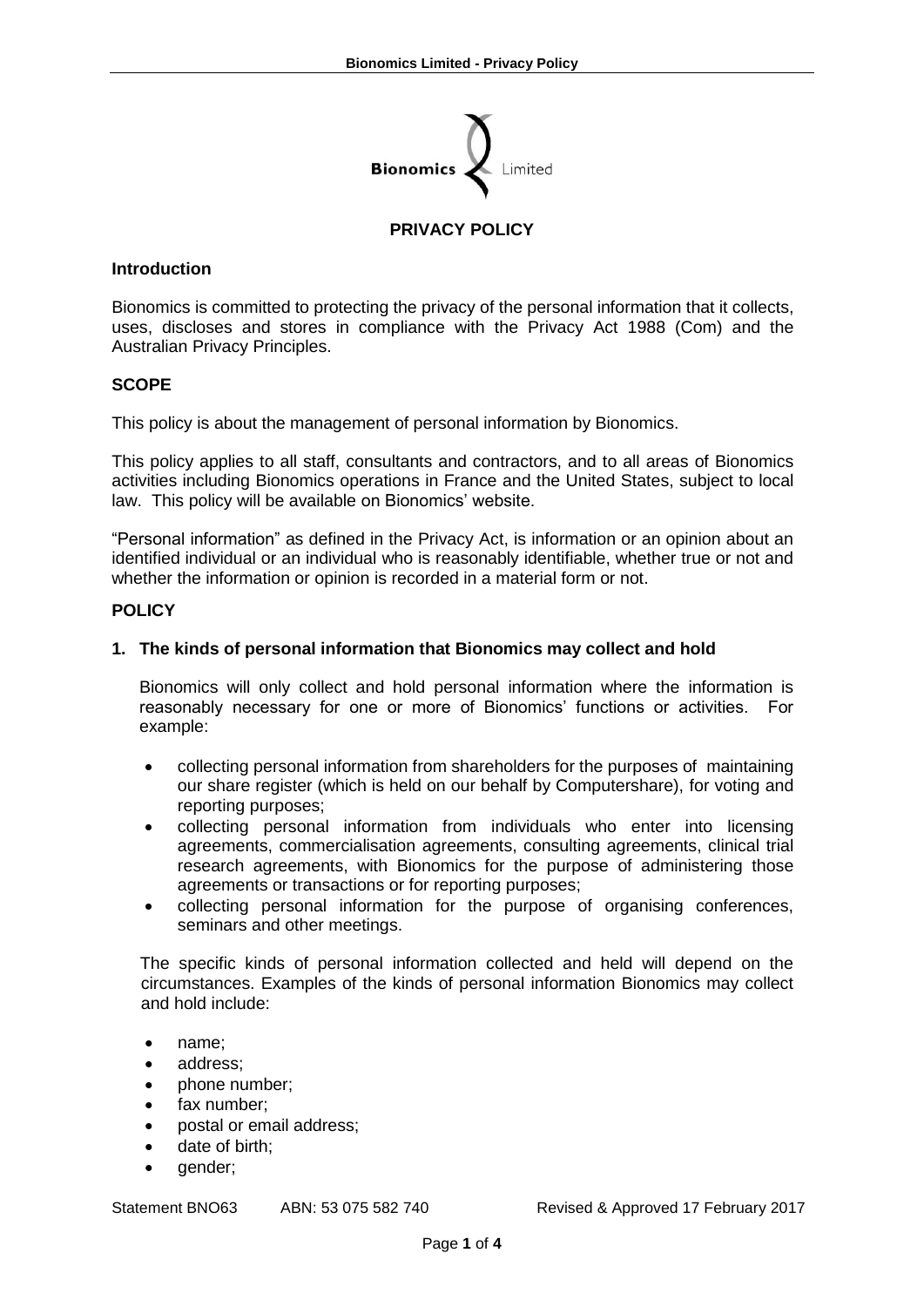# PRIVACY POLICY

## Introduction

Bionomics is committed to protecting the privacy of the personal information that it collects, uses, discloses and stores in compliance with the Privacy Act 1988 (Com) and the Australian Privacy Principles.

## SCOPE

This policy is about the management of personal information by Bionomics.

This policy applies to all staff, consultants and contractors, and to all areas of Bionomics activities including Bionomics operations in France and the United States, subject to local law. This policy will be available on Bionomics' website.

"Personal information" as defined in the Privacy Act, is information or an opinion about an identified individual or an individual who is reasonably identifiable, whether true or not and whether the information or opinion is recorded in a material form or not.

## POLICY

### 1. The kinds of personal information that Bionomics may collect and hold

Bionomics will only collect and hold personal information where the information is reasonably necessary for one or more of Bionomics' functions or activities. For example:

- collecting personal information from shareholders for the purposes of maintaining our share register (which is held on our behalf by Computershare), for voting and reporting purposes;
- collecting personal information from individuals who enter into licensing agreements, commercialisation agreements, consulting agreements, clinical trial research agreements, with Bionomics for the purpose of administering those agreements or transactions or for reporting purposes;
- collecting personal information for the purpose of organising conferences, seminars and other meetings.

The specific kinds of personal information collected and held will depend on the circumstances. Examples of the kinds of personal information Bionomics may collect and hold include:

- name;
- address;
- phone number;
- fax number;
- postal or email address;
- date of birth;
- gender;

Statement BNO63 ABN: 53 075 582 740 Revised & Approved 17 February 2017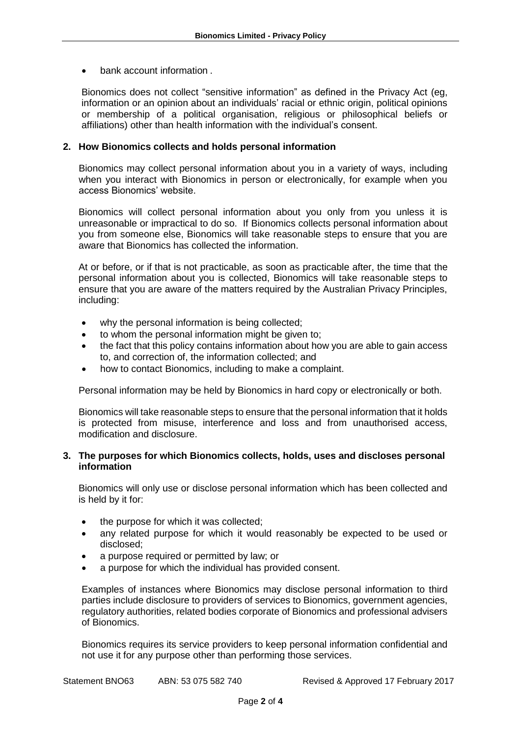- bank account information .

Bionomics does not collect "sensitive information" as defined in the Privacy Act (eg, information or an opinion about an individuals' racial or ethnic origin, political opinions or membership of a political organisation, religious or philosophical beliefs or affiliations) other than health information with the individual's consent.

## 2. How Bionomics collects and holds personal information

Bionomics may collect personal information about you in a variety of ways, including when you interact with Bionomics in person or electronically, for example when you access Bionomics' website.

Bionomics will collect personal information about you only from you unless it is unreasonable or impractical to do so. If Bionomics collects personal information about you from someone else, Bionomics will take reasonable steps to ensure that you are aware that Bionomics has collected the information.

At or before, or if that is not practicable, as soon as practicable after, the time that the personal information about you is collected, Bionomics will take reasonable steps to ensure that you are aware of the matters required by the Australian Privacy Principles, including:

- why the personal information is being collected;
- to whom the personal information might be given to;
- the fact that this policy contains information about how you are able to gain access to, and correction of, the information collected; and
- how to contact Bionomics, including to make a complaint.

Personal information may be held by Bionomics in hard copy or electronically or both.

Bionomics will take reasonable steps to ensure that the personal information that it holds is protected from misuse, interference and loss and from unauthorised access, modification and disclosure.

## 3. The purposes for which Bionomics collects, holds, uses and discloses personal information

Bionomics will only use or disclose personal information which has been collected and is held by it for:

- the purpose for which it was collected;
- any related purpose for which it would reasonably be expected to be used or disclosed;
- a purpose required or permitted by law; or
- a purpose for which the individual has provided consent.

Examples of instances where Bionomics may disclose personal information to third parties include disclosure to providers of services to Bionomics, government agencies, regulatory authorities, related bodies corporate of Bionomics and professional advisers of Bionomics.

Bionomics requires its service providers to keep personal information confidential and not use it for any purpose other than performing those services.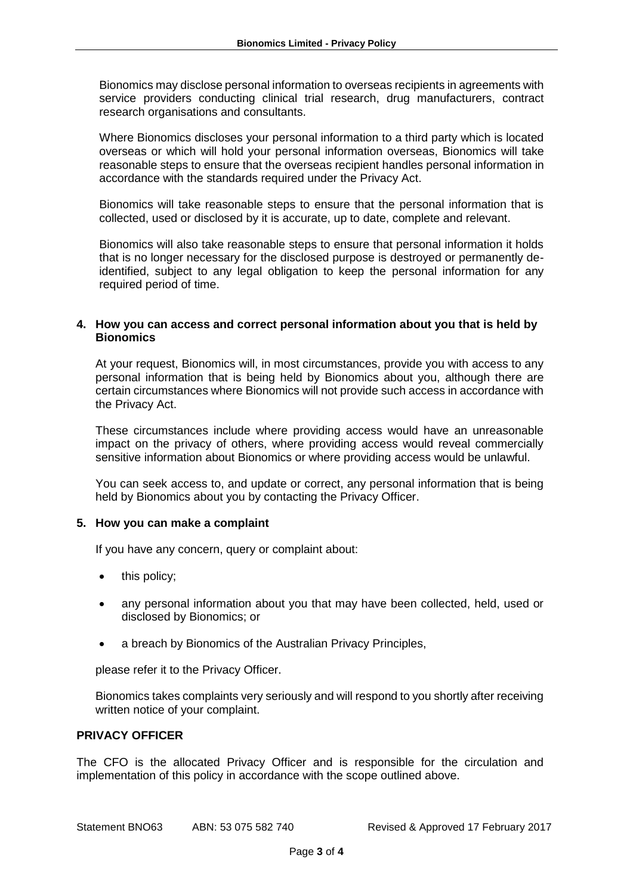Bionomics may disclose personal information to overseas recipients in agreements with service providers conducting clinical trial research, drug manufacturers, contract research organisations and consultants.

Where Bionomics discloses your personal information to a third party which is located overseas or which will hold your personal information overseas, Bionomics will take reasonable steps to ensure that the overseas recipient handles personal information in accordance with the standards required under the Privacy Act.

Bionomics will take reasonable steps to ensure that the personal information that is collected, used or disclosed by it is accurate, up to date, complete and relevant.

Bionomics will also take reasonable steps to ensure that personal information it holds that is no longer necessary for the disclosed purpose is destroyed or permanently de-identified, subject to any legal obligation to keep the personal information for any required period of time.

## 4. How you can access and correct personal information about you that is held by Bionomics

At your request, Bionomics will, in most circumstances, provide you with access to any personal information that is being held by Bionomics about you, although there are certain circumstances where Bionomics will not provide such access in accordance with the Privacy Act.

These circumstances include where providing access would have an unreasonable impact on the privacy of others, where providing access would reveal commercially sensitive information about Bionomics or where providing access would be unlawful.

You can seek access to, and update or correct, any personal information that is being held by Bionomics about you by contacting the Privacy Officer.

## 5. How you can make a complaint

If you have any concern, query or complaint about:

- this policy;
- any personal information about you that may have been collected, held, used or disclosed by Bionomics; or
- a breach by Bionomics of the Australian Privacy Principles,

please refer it to the Privacy Officer.

Bionomics takes complaints very seriously and will respond to you shortly after receiving written notice of your complaint.

## PRIVACY OFFICER

The CFO is the allocated Privacy Officer and is responsible for the circulation and implementation of this policy in accordance with the scope outlined above.

Statement BNO63 ABN: 53 075 582 740 Revised & Approved 17 February 2017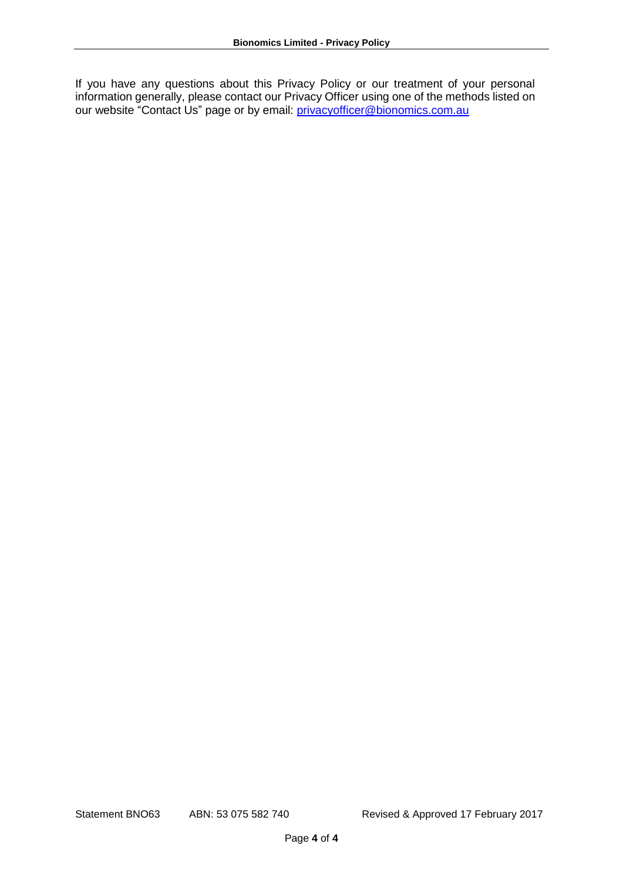If you have any questions about this Privacy Policy or our treatment of your personal information generally, please contact our Privacy Officer using one of the methods listed on our website "Contact Us" page or by email: [privacyofficer@bionomics.com.au](mailto:privacyofficer@bionomics.com.au)

Statement BNO63 ABN: 53 075 582 740 Revised & Approved 17 February 2017